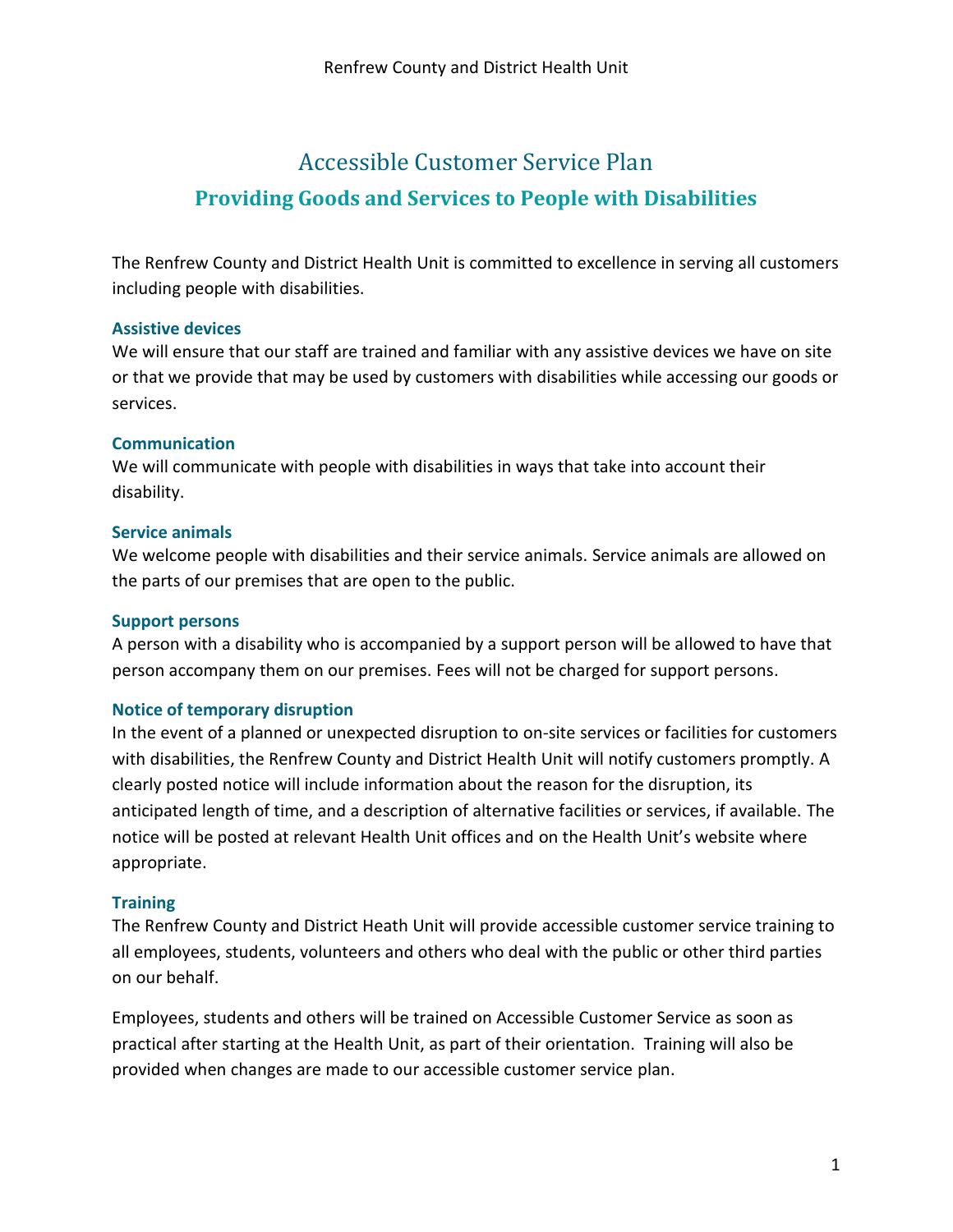# Accessible Customer Service Plan

## Providing Goods and Services to People with Disabilities

The Renfrew County and District Health Unit is committed to excellence in serving all customers including people with disabilities.

### Assistive devices

We will ensure that our staff are trained and familiar with any assistive devices we have on site or that we provide that may be used by customers with disabilities while accessing our goods or services.

### Communication

We will communicate with people with disabilities in ways that take into account their disability.

### Service animals

We welcome people with disabilities and their service animals. Service animals are allowed on the parts of our premises that are open to the public.

### Support persons

A person with a disability who is accompanied by a support person will be allowed to have that person accompany them on our premises. Fees will not be charged for support persons.

### Notice of temporary disruption

In the event of a planned or unexpected disruption to on-site services or facilities for customers with disabilities, the Renfrew County and District Health Unit will notify customers promptly. A clearly posted notice will include information about the reason for the disruption, its anticipated length of time, and a description of alternative facilities or services, if available. The notice will be posted at relevant Health Unit offices and on the Health Unit's website where appropriate.

### Training

The Renfrew County and District Heath Unit will provide accessible customer service training to all employees, students, volunteers and others who deal with the public or other third parties on our behalf.

Employees, students and others will be trained on Accessible Customer Service as soon as practical after starting at the Health Unit, as part of their orientation. Training will also be provided when changes are made to our accessible customer service plan.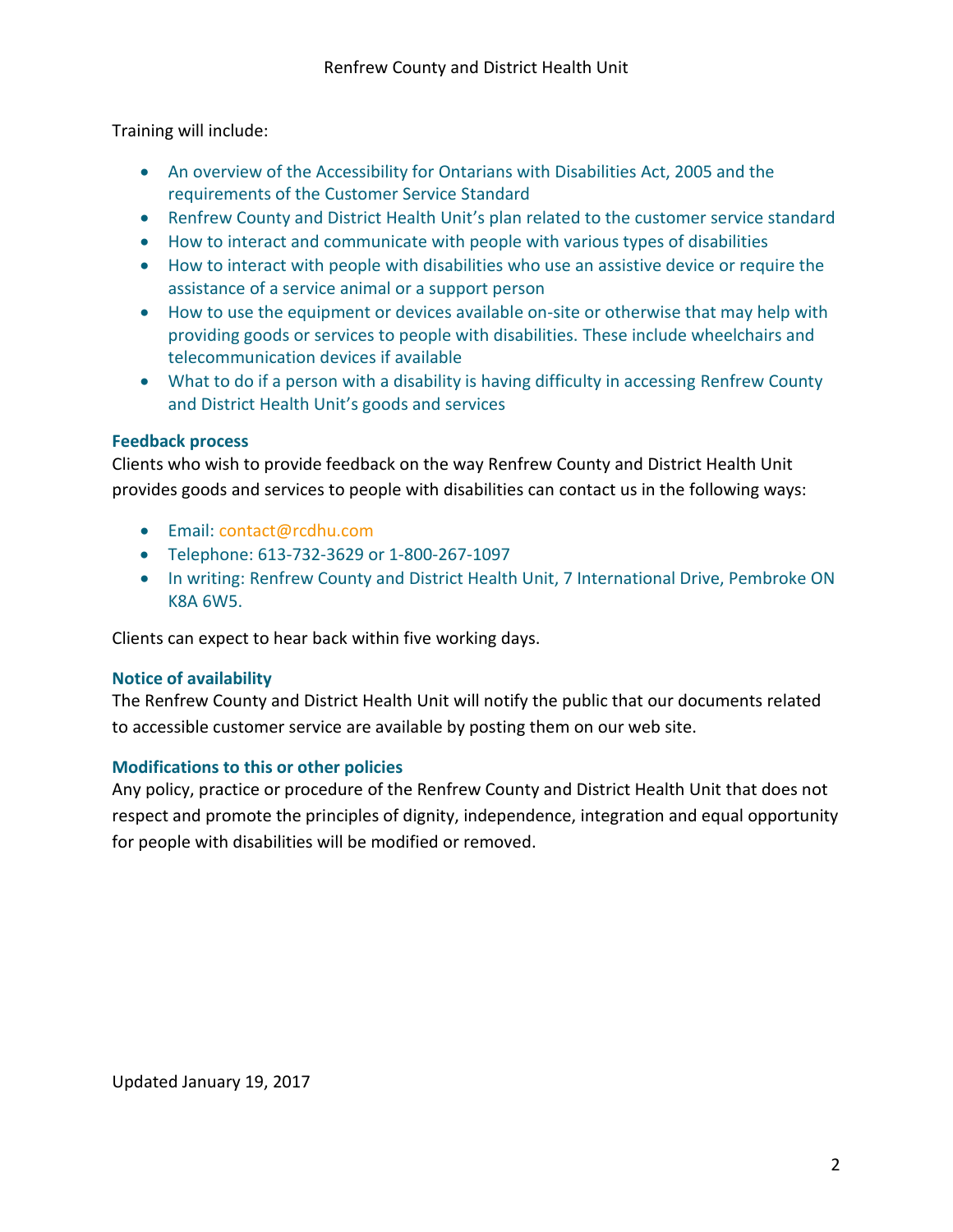Training will include:

- An overview of the Accessibility for Ontarians with Disabilities Act, 2005 and the requirements of the Customer Service Standard
- Renfrew County and District Health Unit's plan related to the customer service standard
- How to interact and communicate with people with various types of disabilities
- How to interact with people with disabilities who use an assistive device or require the assistance of a service animal or a support person
- How to use the equipment or devices available on-site or otherwise that may help with providing goods or services to people with disabilities. These include wheelchairs and telecommunication devices if available
- What to do if a person with a disability is having difficulty in accessing Renfrew County and District Health Unit's goods and services

### Feedback process

Clients who wish to provide feedback on the way Renfrew County and District Health Unit provides goods and services to people with disabilities can contact us in the following ways:

- Email: contact@rcdhu.com
- Telephone: 613-732-3629 or 1-800-267-1097
- In writing: Renfrew County and District Health Unit, 7 International Drive, Pembroke ON K8A 6W5.

Clients can expect to hear back within five working days.

### Notice of availability

The Renfrew County and District Health Unit will notify the public that our documents related to accessible customer service are available by posting them on our web site.

### Modifications to this or other policies

Any policy, practice or procedure of the Renfrew County and District Health Unit that does not respect and promote the principles of dignity, independence, integration and equal opportunity for people with disabilities will be modified or removed.

Updated January 19, 2017